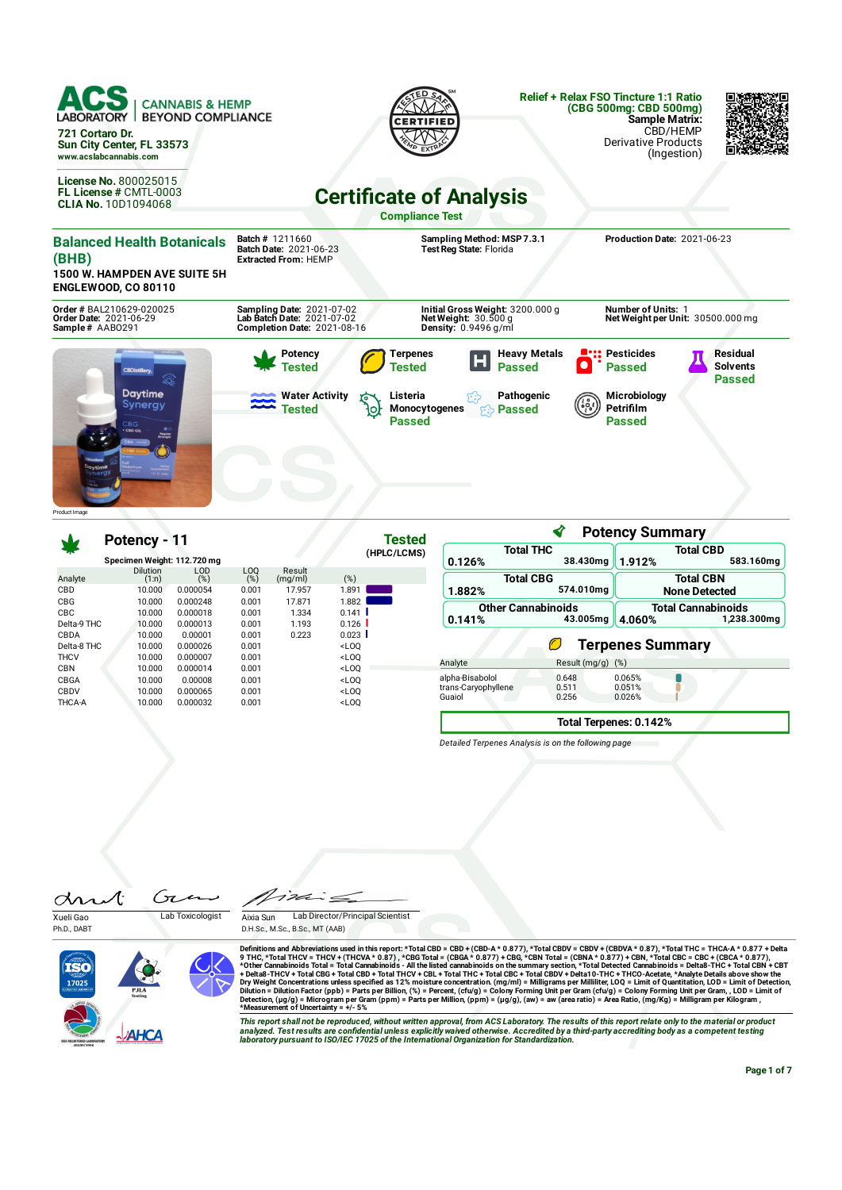**ACS LABORATORY** | CANNABIS & HEMP BEYOND COMPLIANCE

721 Cortaro Dr.
Sun City Center, FL 33573
www.acslabcannabis.com

License No. 800025015
FL License # CMTL-0003
CLIA No. 10D1094068

**Relief + Relax FSO Tincture 1:1 Ratio (CBG 500mg: CBD 500mg)**
**Sample Matrix:** CBD/HEMP Derivative Products (Ingestion)

# Certificate of Analysis

**Compliance Test**

## Balanced Health Botanicals (BHB)

**1500 W. HAMPDEN AVE SUITE 5H**
**ENGLEWOOD, CO 80110**

**Batch #** 1211660
**Batch Date:** 2021-06-23
**Extracted From:** HEMP

**Sampling Method:** MSP 7.3.1
**Test Reg State:** Florida

**Production Date:** 2021-06-23

**Order #** BAL210629-020025
**Order Date:** 2021-06-29
**Sample #** AAB0291

**Sampling Date:** 2021-07-02
**Lab Batch Date:** 2021-07-02
**Completion Date:** 2021-08-16

**Initial Gross Weight:** 3200.000 g
**Net Weight:** 30.500 g
**Density:** 0.9496 g/ml

**Number of Units:** 1
**Net Weight per Unit:** 30500.000 mg

Product Image

| Test | Status |
|---|---|
| Potency | Tested |
| Terpenes | Tested |
| Heavy Metals | Passed |
| Pesticides | Passed |
| Residual Solvents | Passed |
| Water Activity | Tested |
| Listeria Monocytogenes | Passed |
| Pathogenic | Passed |
| Microbiology Petrifilm | Passed |

## Potency - 11

**Tested** (HPLC/LCMS)

Specimen Weight: 112.720 mg

| Analyte | Dilution (1:n) | LOD (%) | LOQ (%) | Result (mg/ml) | (%) |
|---|---|---|---|---|---|
| CBD | 10.000 | 0.000054 | 0.001 | 17.957 | 1.891 |
| CBG | 10.000 | 0.000248 | 0.001 | 17.871 | 1.882 |
| CBC | 10.000 | 0.000018 | 0.001 | 1.334 | 0.141 |
| Delta-9 THC | 10.000 | 0.000013 | 0.001 | 1.193 | 0.126 |
| CBDA | 10.000 | 0.00001 | 0.001 | 0.223 | 0.023 |
| Delta-8 THC | 10.000 | 0.000026 | 0.001 | | <LOQ |
| THCV | 10.000 | 0.000007 | 0.001 | | <LOQ |
| CBN | 10.000 | 0.000014 | 0.001 | | <LOQ |
| CBGA | 10.000 | 0.00008 | 0.001 | | <LOQ |
| CBDV | 10.000 | 0.000065 | 0.001 | | <LOQ |
| THCA-A | 10.000 | 0.000032 | 0.001 | | <LOQ |

## Potency Summary

| | |
|---|---|
| **Total THC** 0.126% — 38.430mg | **Total CBD** 1.912% — 583.160mg |
| **Total CBG** 1.882% — 574.010mg | **Total CBN** None Detected |
| **Other Cannabinoids** 0.141% — 43.005mg | **Total Cannabinoids** 4.060% — 1,238.300mg |

## Terpenes Summary

| Analyte | Result (mg/g) | (%) |
|---|---|---|
| alpha-Bisabolol | 0.648 | 0.065% |
| trans-Caryophyllene | 0.511 | 0.051% |
| Guaiol | 0.256 | 0.026% |

**Total Terpenes: 0.142%**

*Detailed Terpenes Analysis is on the following page*

Xueli Gao — Lab Toxicologist
Ph.D., DABT

Aixia Sun — Lab Director/Principal Scientist
D.H.Sc., M.Sc., B.Sc., MT (AAB)

Definitions and Abbreviations used in this report: *Total CBD = CBD + (CBD-A * 0.877), *Total CBDV = CBDV + (CBDVA * 0.87), *Total THC = THCA-A * 0.877 + Delta 9 THC, *Total THCV = THCV + (THCVA * 0.87) , *CBG Total = (CBGA * 0.877) + CBG, *CBN Total = (CBNA * 0.877) + CBN, *Total CBC = CBC + (CBCA * 0.877), *Other Cannabinoids Total = Total Cannabinoids - All the listed cannabinoids on the summary section, *Total Detected Cannabinoids = Delta8-THC + Total CBN + CBT + Delta8-THCV + Total CBG + Total CBD + Total THCV + CBL + Total THC + Total CBC + Total CBDV + Delta10-THC + THCO-Acetate, *Analyte Details above show the Dry Weight Concentrations unless specified as 12% moisture concentration. (mg/ml) = Milligrams per Milliliter, LOQ = Limit of Quantitation, LOD = Limit of Detection, Dilution = Dilution Factor (ppb) = Parts per Billion, (%) = Percent, (cfu/g) = Colony Forming Unit per Gram (cfu/g) = Colony Forming Unit per Gram, , LOD = Limit of Detection, (µg/g) = Microgram per Gram (ppm) = Parts per Million, (ppm) = (µg/g), (aw) = aw (area ratio) = Area Ratio, (mg/Kg) = Milligram per Kilogram , *Measurement of Uncertainty = +/- 5%

*This report shall not be reproduced, without written approval, from ACS Laboratory. The results of this report relate only to the material or product analyzed. Test results are confidential unless explicitly waived otherwise. Accredited by a third-party accrediting body as a competent testing laboratory pursuant to ISO/IEC 17025 of the International Organization for Standardization.*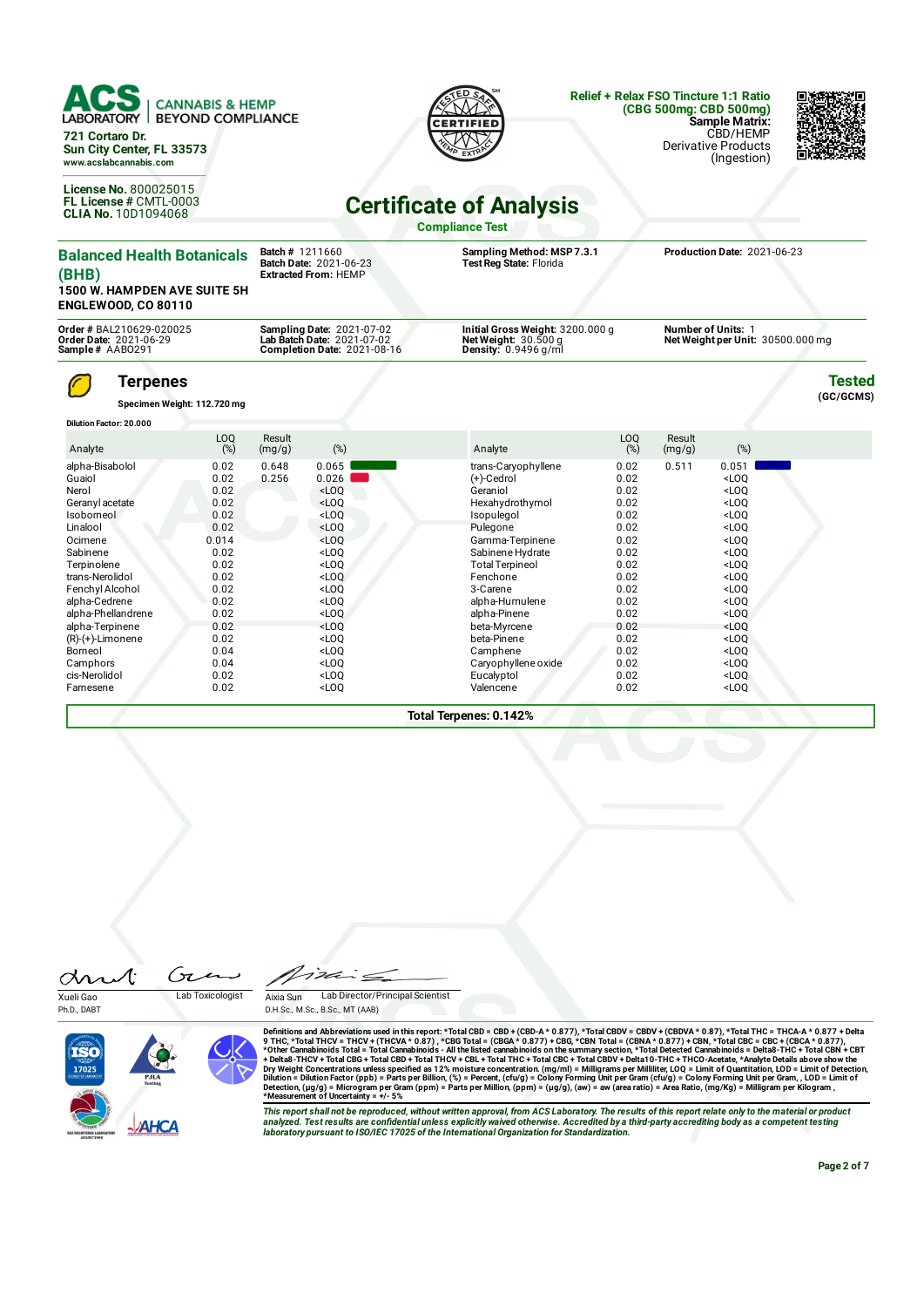**ACS LABORATORY** | CANNABIS & HEMP BEYOND COMPLIANCE

721 Cortaro Dr.
Sun City Center, FL 33573
www.acslabcannabis.com

License No. 800025015
FL License # CMTL-0003
CLIA No. 10D1094068

**Relief + Relax FSO Tincture 1:1 Ratio (CBG 500mg: CBD 500mg)**
**Sample Matrix:** CBD/HEMP Derivative Products (Ingestion)

# Certificate of Analysis

**Compliance Test**

**Balanced Health Botanicals (BHB)**
1500 W. HAMPDEN AVE SUITE 5H
ENGLEWOOD, CO 80110

**Batch #** 1211660
**Batch Date:** 2021-06-23
**Extracted From:** HEMP

**Sampling Method:** MSP 7.3.1
**Test Reg State:** Florida

**Production Date:** 2021-06-23

**Order #** BAL210629-020025
**Order Date:** 2021-06-29
**Sample #** AABO291

**Sampling Date:** 2021-07-02
**Lab Batch Date:** 2021-07-02
**Completion Date:** 2021-08-16

**Initial Gross Weight:** 3200.000 g
**Net Weight:** 30.500 g
**Density:** 0.9496 g/ml

**Number of Units:** 1
**Net Weight per Unit:** 30500.000 mg

## Terpenes

**Tested** (GC/GCMS)

Specimen Weight: 112.720 mg

Dilution Factor: 20.000

| Analyte | LOQ (%) | Result (mg/g) | (%) | Analyte | LOQ (%) | Result (mg/g) | (%) |
|---|---|---|---|---|---|---|---|
| alpha-Bisabolol | 0.02 | 0.648 | 0.065 | trans-Caryophyllene | 0.02 | 0.511 | 0.051 |
| Guaiol | 0.02 | 0.256 | 0.026 | (+)-Cedrol | 0.02 | | <LOQ |
| Nerol | 0.02 | | <LOQ | Geraniol | 0.02 | | <LOQ |
| Geranyl acetate | 0.02 | | <LOQ | Hexahydrothymol | 0.02 | | <LOQ |
| Isoborneol | 0.02 | | <LOQ | Isopulegol | 0.02 | | <LOQ |
| Linalool | 0.02 | | <LOQ | Pulegone | 0.02 | | <LOQ |
| Ocimene | 0.014 | | <LOQ | Gamma-Terpinene | 0.02 | | <LOQ |
| Sabinene | 0.02 | | <LOQ | Sabinene Hydrate | 0.02 | | <LOQ |
| Terpinolene | 0.02 | | <LOQ | Total Terpineol | 0.02 | | <LOQ |
| trans-Nerolidol | 0.02 | | <LOQ | Fenchone | 0.02 | | <LOQ |
| Fenchyl Alcohol | 0.02 | | <LOQ | 3-Carene | 0.02 | | <LOQ |
| alpha-Cedrene | 0.02 | | <LOQ | alpha-Humulene | 0.02 | | <LOQ |
| alpha-Phellandrene | 0.02 | | <LOQ | alpha-Pinene | 0.02 | | <LOQ |
| alpha-Terpinene | 0.02 | | <LOQ | beta-Myrcene | 0.02 | | <LOQ |
| (R)-(+)-Limonene | 0.02 | | <LOQ | beta-Pinene | 0.02 | | <LOQ |
| Borneol | 0.04 | | <LOQ | Camphene | 0.02 | | <LOQ |
| Camphors | 0.04 | | <LOQ | Caryophyllene oxide | 0.02 | | <LOQ |
| cis-Nerolidol | 0.02 | | <LOQ | Eucalyptol | 0.02 | | <LOQ |
| Farnesene | 0.02 | | <LOQ | Valencene | 0.02 | | <LOQ |

**Total Terpenes: 0.142%**

Xueli Gao, Ph.D., DABT — Lab Toxicologist

Aixia Sun, D.H.Sc., M.Sc., B.Sc., MT (AAB) — Lab Director/Principal Scientist

**Definitions and Abbreviations used in this report:** *Total CBD = CBD + (CBD-A * 0.877), *Total CBDV = CBDV + (CBDVA * 0.87), *Total THC = THCA-A * 0.877 + Delta 9 THC, *Total THCV = THCV + (THCVA * 0.87) , *CBG Total = (CBGA * 0.877) + CBG, *CBN Total = (CBNA * 0.877) + CBN, *Total CBC = CBC + (CBCA * 0.877), *Other Cannabinoids Total = Total Cannabinoids - All the listed cannabinoids on the summary section, *Total Detected Cannabinoids = Delta8-THC + Total CBN + CBT + Delta8-THCV + Total CBG + Total CBD + Total THCV + CBL + Total THC + Total CBC + Total CBDV + Delta10-THC + THCO-Acetate, *Analyte Details above show the Dry Weight Concentrations unless specified as 12% moisture concentration. (mg/ml) = Milligrams per Milliliter, LOQ = Limit of Quantitation, LOD = Limit of Detection, Dilution = Dilution Factor (ppb) = Parts per Billion, (%) = Percent, (cfu/g) = Colony Forming Unit per Gram (cfu/g) = Colony Forming Unit per Gram, , LOD = Limit of Detection, (µg/g) = Microgram per Gram (ppm) = Parts per Million, (ppm) = (µg/g), (aw) = aw (area ratio) = Area Ratio, (mg/Kg) = Milligram per Kilogram , *Measurement of Uncertainty = +/- 5%

*This report shall not be reproduced, without written approval, from ACS Laboratory. The results of this report relate only to the material or product analyzed. Test results are confidential unless explicitly waived otherwise. Accredited by a third-party accrediting body as a competent testing laboratory pursuant to ISO/IEC 17025 of the International Organization for Standardization.*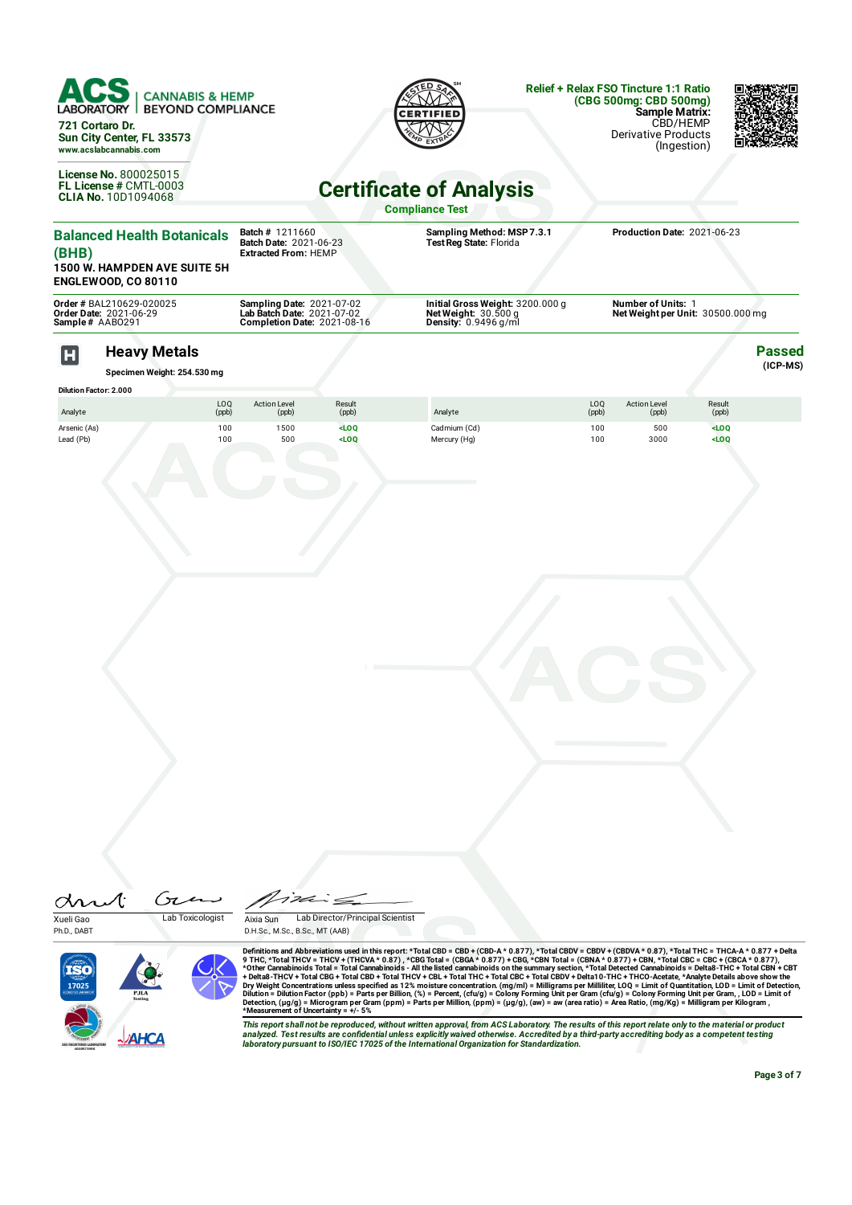**ACS LABORATORY** | CANNABIS & HEMP BEYOND COMPLIANCE

721 Cortaro Dr.
Sun City Center, FL 33573
www.acslabcannabis.com

License No. 800025015
FL License # CMTL-0003
CLIA No. 10D1094068

**Relief + Relax FSO Tincture 1:1 Ratio (CBG 500mg: CBD 500mg)**
**Sample Matrix:** CBD/HEMP Derivative Products (Ingestion)

# Certificate of Analysis

**Compliance Test**

**Balanced Health Botanicals (BHB)**
1500 W. HAMPDEN AVE SUITE 5H
ENGLEWOOD, CO 80110

**Batch #** 1211660
**Batch Date:** 2021-06-23
**Extracted From:** HEMP

**Sampling Method:** MSP 7.3.1
**Test Reg State:** Florida

**Production Date:** 2021-06-23

**Order #** BAL210629-020025
**Order Date:** 2021-06-29
**Sample #** AABO291

**Sampling Date:** 2021-07-02
**Lab Batch Date:** 2021-07-02
**Completion Date:** 2021-08-16

**Initial Gross Weight:** 3200.000 g
**Net Weight:** 30.500 g
**Density:** 0.9496 g/ml

**Number of Units:** 1
**Net Weight per Unit:** 30500.000 mg

## Heavy Metals

**Passed** (ICP-MS)

**Specimen Weight: 254.530 mg**

**Dilution Factor: 2.000**

| Analyte | LOQ (ppb) | Action Level (ppb) | Result (ppb) | Analyte | LOQ (ppb) | Action Level (ppb) | Result (ppb) |
|---|---|---|---|---|---|---|---|
| Arsenic (As) | 100 | 1500 | <LOQ | Cadmium (Cd) | 100 | 500 | <LOQ |
| Lead (Pb) | 100 | 500 | <LOQ | Mercury (Hg) | 100 | 3000 | <LOQ |

Xueli Gao, Ph.D., DABT — Lab Toxicologist

Aixia Sun, D.H.Sc., M.Sc., B.Sc., MT (AAB) — Lab Director/Principal Scientist

**Definitions and Abbreviations used in this report:** *Total CBD = CBD + (CBD-A * 0.877), *Total CBDV = CBDV + (CBDVA * 0.87), *Total THC = THCA-A * 0.877 + Delta 9 THC, *Total THCV = THCV + (THCVA * 0.87) , *CBG Total = (CBGA * 0.877) + CBG, *CBN Total = (CBNA * 0.877) + CBN, *Total CBC = CBC + (CBCA * 0.877), *Other Cannabinoids Total = Total Cannabinoids - All the listed cannabinoids on the summary section, *Total Detected Cannabinoids = Delta8-THC + Total CBN + CBT + Delta8-THCV + Total CBG + Total CBD + Total THCV + CBL + Total THC + Total CBC + Total CBDV + Delta10-THC + THCO-Acetate, *Analyte Details above show the Dry Weight Concentrations unless specified as 12% moisture concentration. (mg/ml) = Milligrams per Milliliter, LOQ = Limit of Quantitation, LOD = Limit of Detection, Dilution = Dilution Factor (ppb) = Parts per Billion, (%) = Percent, (cfu/g) = Colony Forming Unit per Gram (cfu/g) = Colony Forming Unit per Gram, , LOD = Limit of Detection, (µg/g) = Microgram per Gram (ppm) = Parts per Million, (ppm) = (µg/g), (aw) = aw (area ratio) = Area Ratio, (mg/Kg) = Milligram per Kilogram , *Measurement of Uncertainty = +/- 5%

*This report shall not be reproduced, without written approval, from ACS Laboratory. The results of this report relate only to the material or product analyzed. Test results are confidential unless explicitly waived otherwise. Accredited by a third-party accrediting body as a competent testing laboratory pursuant to ISO/IEC 17025 of the International Organization for Standardization.*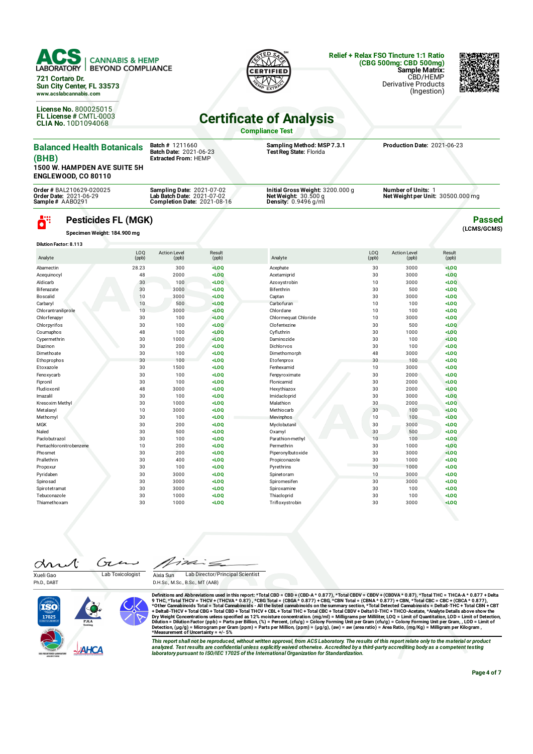**ACS LABORATORY** | CANNABIS & HEMP BEYOND COMPLIANCE

721 Cortaro Dr.
Sun City Center, FL 33573
www.acslabcannabis.com

License No. 800025015
FL License # CMTL-0003
CLIA No. 10D1094068

**Relief + Relax FSO Tincture 1:1 Ratio (CBG 500mg: CBD 500mg)**
**Sample Matrix:** CBD/HEMP Derivative Products (Ingestion)

# Certificate of Analysis

**Compliance Test**

**Balanced Health Botanicals (BHB)**
**1500 W. HAMPDEN AVE SUITE 5H**
**ENGLEWOOD, CO 80110**

**Batch #** 1211660
**Batch Date:** 2021-06-23
**Extracted From:** HEMP

**Sampling Method:** MSP 7.3.1
**Test Reg State:** Florida

**Production Date:** 2021-06-23

**Order #** BAL210629-020025
**Order Date:** 2021-06-29
**Sample #** AABO291

**Sampling Date:** 2021-07-02
**Lab Batch Date:** 2021-07-02
**Completion Date:** 2021-08-16

**Initial Gross Weight:** 3200.000 g
**Net Weight:** 30.500 g
**Density:** 0.9496 g/ml

**Number of Units:** 1
**Net Weight per Unit:** 30500.000 mg

## Pesticides FL (MGK)

**Passed** (LCMS/GCMS)

**Specimen Weight: 184.900 mg**

**Dilution Factor: 8.113**

| Analyte | LOQ (ppb) | Action Level (ppb) | Result (ppb) | Analyte | LOQ (ppb) | Action Level (ppb) | Result (ppb) |
|---|---|---|---|---|---|---|---|
| Abamectin | 28.23 | 300 | <LOQ | Acephate | 30 | 3000 | <LOQ |
| Acequinocyl | 48 | 2000 | <LOQ | Acetamiprid | 30 | 3000 | <LOQ |
| Aldicarb | 30 | 100 | <LOQ | Azoxystrobin | 10 | 3000 | <LOQ |
| Bifenazate | 30 | 3000 | <LOQ | Bifenthrin | 30 | 500 | <LOQ |
| Boscalid | 10 | 3000 | <LOQ | Captan | 30 | 3000 | <LOQ |
| Carbaryl | 10 | 500 | <LOQ | Carbofuran | 10 | 100 | <LOQ |
| Chlorantraniliprole | 10 | 3000 | <LOQ | Chlordane | 10 | 100 | <LOQ |
| Chlorfenapyr | 30 | 100 | <LOQ | Chlormequat Chloride | 10 | 3000 | <LOQ |
| Chlorpyrifos | 30 | 100 | <LOQ | Clofentezine | 30 | 500 | <LOQ |
| Coumaphos | 48 | 100 | <LOQ | Cyfluthrin | 30 | 1000 | <LOQ |
| Cypermethrin | 30 | 1000 | <LOQ | Daminozide | 30 | 100 | <LOQ |
| Diazinon | 30 | 200 | <LOQ | Dichlorvos | 30 | 100 | <LOQ |
| Dimethoate | 30 | 100 | <LOQ | Dimethomorph | 48 | 3000 | <LOQ |
| Ethoprophos | 30 | 100 | <LOQ | Etofenprox | 30 | 100 | <LOQ |
| Etoxazole | 30 | 1500 | <LOQ | Fenhexamid | 10 | 3000 | <LOQ |
| Fenoxycarb | 30 | 100 | <LOQ | Fenpyroximate | 30 | 2000 | <LOQ |
| Fipronil | 30 | 100 | <LOQ | Flonicamid | 30 | 2000 | <LOQ |
| Fludioxonil | 48 | 3000 | <LOQ | Hexythiazox | 30 | 2000 | <LOQ |
| Imazalil | 30 | 100 | <LOQ | Imidacloprid | 30 | 3000 | <LOQ |
| Kresoxim Methyl | 30 | 1000 | <LOQ | Malathion | 30 | 2000 | <LOQ |
| Metalaxyl | 10 | 3000 | <LOQ | Methiocarb | 30 | 100 | <LOQ |
| Methomyl | 30 | 100 | <LOQ | Mevinphos | 10 | 100 | <LOQ |
| MGK | 30 | 200 | <LOQ | Myclobutanil | 30 | 3000 | <LOQ |
| Naled | 30 | 500 | <LOQ | Oxamyl | 30 | 500 | <LOQ |
| Paclobutrazol | 30 | 100 | <LOQ | Parathion-methyl | 10 | 100 | <LOQ |
| Pentachloronitrobenzene | 10 | 200 | <LOQ | Permethrin | 30 | 1000 | <LOQ |
| Phosmet | 30 | 200 | <LOQ | Piperonylbutoxide | 30 | 3000 | <LOQ |
| Prallethrin | 30 | 400 | <LOQ | Propiconazole | 30 | 1000 | <LOQ |
| Propoxur | 30 | 100 | <LOQ | Pyrethrins | 30 | 1000 | <LOQ |
| Pyridaben | 30 | 3000 | <LOQ | Spinetoram | 10 | 3000 | <LOQ |
| Spinosad | 30 | 3000 | <LOQ | Spiromesifen | 30 | 3000 | <LOQ |
| Spirotetramat | 30 | 3000 | <LOQ | Spiroxamine | 30 | 100 | <LOQ |
| Tebuconazole | 30 | 1000 | <LOQ | Thiacloprid | 30 | 100 | <LOQ |
| Thiamethoxam | 30 | 1000 | <LOQ | Trifloxystrobin | 30 | 3000 | <LOQ |

Xueli Gao, Ph.D., DABT — Lab Toxicologist

Aixia Sun, D.H.Sc., M.Sc., B.Sc., MT (AAB) — Lab Director/Principal Scientist

**Definitions and Abbreviations used in this report:** *Total CBD = CBD + (CBD-A * 0.877), *Total CBDV = CBDV + (CBDVA * 0.87), *Total THC = THCA-A * 0.877 + Delta 9 THC, *Total THCV = THCV + (THCVA * 0.87) , *CBG Total = (CBGA * 0.877) + CBG, *CBN Total = (CBNA * 0.877) + CBN, *Total CBC = CBC + (CBCA * 0.877), *Other Cannabinoids Total = Total Cannabinoids - All the listed cannabinoids on the summary section, *Total Detected Cannabinoids = Delta8-THC + Total CBN + CBT + Delta8-THCV + Total CBG + Total CBD + Total THCV + CBL + Total THC + Total CBC + Total CBDV + Delta10-THC + THCO-Acetate, *Analyte Details above show the Dry Weight Concentrations unless specified as 12% moisture concentration. (mg/ml) = Milligrams per Milliliter, LOQ = Limit of Quantitation, LOD = Limit of Detection, Dilution = Dilution Factor (ppb) = Parts per Billion, (%) = Percent, (cfu/g) = Colony Forming Unit per Gram (cfu/g) = Colony Forming Unit per Gram, , LOD = Limit of Detection, (µg/g) = Microgram per Gram (ppm) = Parts per Million, (ppm) = (µg/g), (aw) = aw (area ratio) = Area Ratio, (mg/Kg) = Milligram per Kilogram , *Measurement of Uncertainty = +/- 5%

*This report shall not be reproduced, without written approval, from ACS Laboratory. The results of this report relate only to the material or product analyzed. Test results are confidential unless explicitly waived otherwise. Accredited by a third-party accrediting body as a competent testing laboratory pursuant to ISO/IEC 17025 of the International Organization for Standardization.*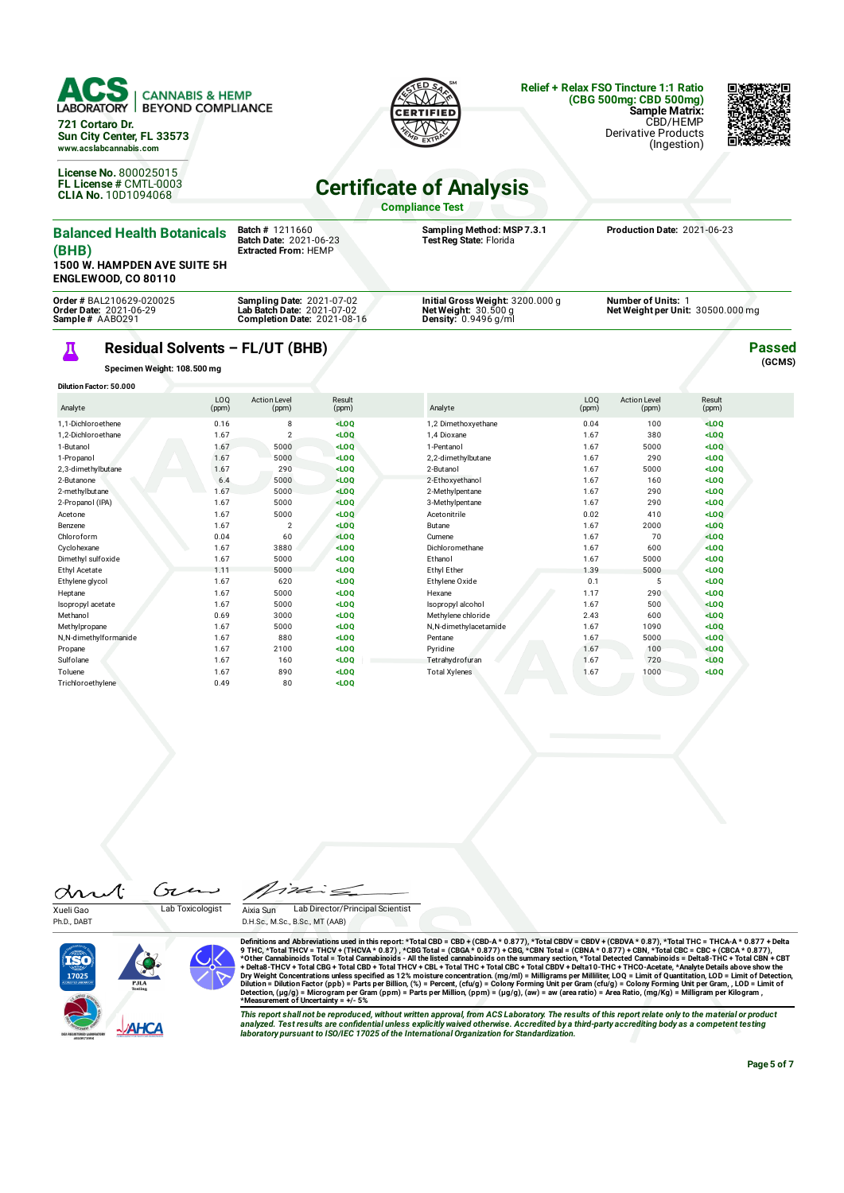**ACS LABORATORY** | CANNABIS & HEMP BEYOND COMPLIANCE

721 Cortaro Dr.
Sun City Center, FL 33573
www.acslabcannabis.com

License No. 800025015
FL License # CMTL-0003
CLIA No. 10D1094068

**Relief + Relax FSO Tincture 1:1 Ratio (CBG 500mg: CBD 500mg)**
**Sample Matrix:** CBD/HEMP Derivative Products (Ingestion)

# Certificate of Analysis

**Compliance Test**

**Balanced Health Botanicals (BHB)**
1500 W. HAMPDEN AVE SUITE 5H
ENGLEWOOD, CO 80110

**Batch #** 1211660
**Batch Date:** 2021-06-23
**Extracted From:** HEMP

**Sampling Method:** MSP 7.3.1
**Test Reg State:** Florida

**Production Date:** 2021-06-23

**Order #** BAL210629-020025
**Order Date:** 2021-06-29
**Sample #** AAB0291

**Sampling Date:** 2021-07-02
**Lab Batch Date:** 2021-07-02
**Completion Date:** 2021-08-16

**Initial Gross Weight:** 3200.000 g
**Net Weight:** 30.500 g
**Density:** 0.9496 g/ml

**Number of Units:** 1
**Net Weight per Unit:** 30500.000 mg

## Residual Solvents – FL/UT (BHB)

**Passed** (GCMS)

**Specimen Weight: 108.500 mg**

**Dilution Factor: 50.000**

| Analyte | LOQ (ppm) | Action Level (ppm) | Result (ppm) |
|---|---|---|---|
| 1,1-Dichloroethene | 0.16 | 8 | <LOQ |
| 1,2-Dichloroethane | 1.67 | 2 | <LOQ |
| 1-Butanol | 1.67 | 5000 | <LOQ |
| 1-Propanol | 1.67 | 5000 | <LOQ |
| 2,3-dimethylbutane | 1.67 | 290 | <LOQ |
| 2-Butanone | 6.4 | 5000 | <LOQ |
| 2-methylbutane | 1.67 | 5000 | <LOQ |
| 2-Propanol (IPA) | 1.67 | 5000 | <LOQ |
| Acetone | 1.67 | 5000 | <LOQ |
| Benzene | 1.67 | 2 | <LOQ |
| Chloroform | 0.04 | 60 | <LOQ |
| Cyclohexane | 1.67 | 3880 | <LOQ |
| Dimethyl sulfoxide | 1.67 | 5000 | <LOQ |
| Ethyl Acetate | 1.11 | 5000 | <LOQ |
| Ethylene glycol | 1.67 | 620 | <LOQ |
| Heptane | 1.67 | 5000 | <LOQ |
| Isopropyl acetate | 1.67 | 5000 | <LOQ |
| Methanol | 0.69 | 3000 | <LOQ |
| Methylpropane | 1.67 | 5000 | <LOQ |
| N,N-dimethylformamide | 1.67 | 880 | <LOQ |
| Propane | 1.67 | 2100 | <LOQ |
| Sulfolane | 1.67 | 160 | <LOQ |
| Toluene | 1.67 | 890 | <LOQ |
| Trichloroethylene | 0.49 | 80 | <LOQ |
| 1,2 Dimethoxyethane | 0.04 | 100 | <LOQ |
| 1,4 Dioxane | 1.67 | 380 | <LOQ |
| 1-Pentanol | 1.67 | 5000 | <LOQ |
| 2,2-dimethylbutane | 1.67 | 290 | <LOQ |
| 2-Butanol | 1.67 | 5000 | <LOQ |
| 2-Ethoxyethanol | 1.67 | 160 | <LOQ |
| 2-Methylpentane | 1.67 | 290 | <LOQ |
| 3-Methylpentane | 1.67 | 290 | <LOQ |
| Acetonitrile | 0.02 | 410 | <LOQ |
| Butane | 1.67 | 2000 | <LOQ |
| Cumene | 1.67 | 70 | <LOQ |
| Dichloromethane | 1.67 | 600 | <LOQ |
| Ethanol | 1.67 | 5000 | <LOQ |
| Ethyl Ether | 1.39 | 5000 | <LOQ |
| Ethylene Oxide | 0.1 | 5 | <LOQ |
| Hexane | 1.17 | 290 | <LOQ |
| Isopropyl alcohol | 1.67 | 500 | <LOQ |
| Methylene chloride | 2.43 | 600 | <LOQ |
| N,N-dimethylacetamide | 1.67 | 1090 | <LOQ |
| Pentane | 1.67 | 5000 | <LOQ |
| Pyridine | 1.67 | 100 | <LOQ |
| Tetrahydrofuran | 1.67 | 720 | <LOQ |
| Total Xylenes | 1.67 | 1000 | <LOQ |

Xueli Gao, Ph.D., DABT — Lab Toxicologist

Aixia Sun, D.H.Sc., M.Sc., B.Sc., MT (AAB) — Lab Director/Principal Scientist

**Definitions and Abbreviations used in this report:** *Total CBD = CBD + (CBD-A * 0.877), *Total CBDV = CBDV + (CBDVA * 0.87), *Total THC = THCA-A * 0.877 + Delta 9 THC, *Total THCV = THCV + (THCVA * 0.87) , *CBG Total = (CBGA * 0.877) + CBG, *CBN Total = (CBNA * 0.877) + CBN, *Total CBC = CBC + (CBCA * 0.877), *Other Cannabinoids Total = Total Cannabinoids - All the listed cannabinoids on the summary section, *Total Detected Cannabinoids = Delta8-THC + Total CBN + CBT + Delta8-THCV + Total CBG + Total CBD + Total THCV + CBL + Total THC + Total CBC + Total CBDV + Delta10-THC + THCO-Acetate, *Analyte Details above show the Dry Weight Concentrations unless specified as 12% moisture concentration. (mg/ml) = Milligrams per Milliliter, LOQ = Limit of Quantitation, LOD = Limit of Detection, Dilution = Dilution Factor (ppb) = Parts per Billion, (%) = Percent, (cfu/g) = Colony Forming Unit per Gram (cfu/g) = Colony Forming Unit per Gram, , LOD = Limit of Detection, (µg/g) = Microgram per Gram (ppm) = Parts per Million, (ppm) = (µg/g), (aw) = aw (area ratio) = Area Ratio, (mg/Kg) = Milligram per Kilogram , *Measurement of Uncertainty = +/- 5%

*This report shall not be reproduced, without written approval, from ACS Laboratory. The results of this report relate only to the material or product analyzed. Test results are confidential unless explicitly waived otherwise. Accredited by a third-party accrediting body as a competent testing laboratory pursuant to ISO/IEC 17025 of the International Organization for Standardization.*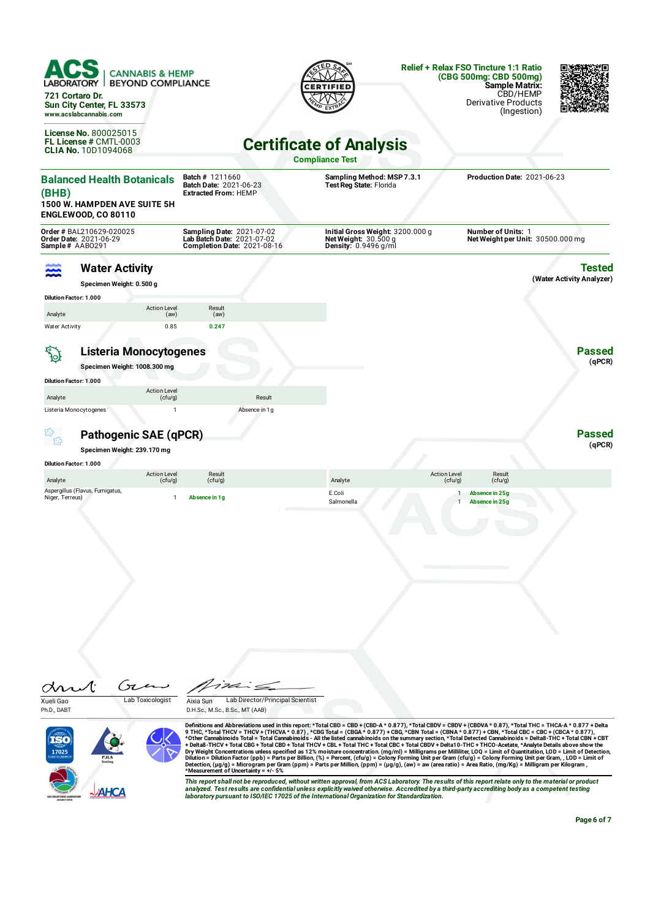ACS LABORATORY | CANNABIS & HEMP BEYOND COMPLIANCE

721 Cortaro Dr.
Sun City Center, FL 33573
www.acslabcannabis.com

License No. 800025015
FL License # CMTL-0003
CLIA No. 10D1094068

**Relief + Relax FSO Tincture 1:1 Ratio (CBG 500mg: CBD 500mg)**
**Sample Matrix:** CBD/HEMP
Derivative Products
(Ingestion)

# Certificate of Analysis

**Compliance Test**

**Balanced Health Botanicals (BHB)**
**1500 W. HAMPDEN AVE SUITE 5H**
**ENGLEWOOD, CO 80110**

**Batch #** 1211660
**Batch Date:** 2021-06-23
**Extracted From:** HEMP

**Sampling Method:** MSP 7.3.1
**Test Reg State:** Florida

**Production Date:** 2021-06-23

**Order #** BAL210629-020025
**Order Date:** 2021-06-29
**Sample #** AAB0291

**Sampling Date:** 2021-07-02
**Lab Batch Date:** 2021-07-02
**Completion Date:** 2021-08-16

**Initial Gross Weight:** 3200.000 g
**Net Weight:** 30.500 g
**Density:** 0.9496 g/ml

**Number of Units:** 1
**Net Weight per Unit:** 30500.000 mg

## Water Activity

**Tested** (Water Activity Analyzer)

**Specimen Weight: 0.500 g**

**Dilution Factor: 1.000**

| Analyte | Action Level (aw) | Result (aw) |
|---|---|---|
| Water Activity | 0.85 | 0.247 |

## Listeria Monocytogenes

**Passed** (qPCR)

**Specimen Weight: 1008.300 mg**

**Dilution Factor: 1.000**

| Analyte | Action Level (cfu/g) | Result |
|---|---|---|
| Listeria Monocytogenes | 1 | Absence in 1 g |

## Pathogenic SAE (qPCR)

**Passed** (qPCR)

**Specimen Weight: 239.170 mg**

**Dilution Factor: 1.000**

| Analyte | Action Level (cfu/g) | Result (cfu/g) |
|---|---|---|
| Aspergillus (Flavus, Fumigatus, Niger, Terreus) | 1 | Absence in 1 g |
| E.Coli | 1 | Absence in 25g |
| Salmonella | 1 | Absence in 25g |

Xueli Gao — Lab Toxicologist
Ph.D., DABT

Aixia Sun — Lab Director/Principal Scientist
D.H.Sc., M.Sc., B.Sc., MT (AAB)

**Definitions and Abbreviations used in this report:** *Total CBD = CBD + (CBD-A * 0.877), *Total CBDV = CBDV + (CBDVA * 0.87), *Total THC = THCA-A * 0.877 + Delta 9 THC, *Total THCV = THCV + (THCVA * 0.87) , *CBG Total = (CBGA * 0.877) + CBG, *CBN Total = (CBNA * 0.877) + CBN, *Total CBC = CBC + (CBCA * 0.877), *Other Cannabinoids Total = Total Cannabinoids - All the listed cannabinoids on the summary section, *Total Detected Cannabinoids = Delta8-THC + Total CBN + CBT + Delta8-THCV + Total CBG + Total CBD + Total THCV + CBL + Total THC + Total CBC + Total CBDV + Delta10-THC + THCO-Acetate, *Analyte Details above show the Dry Weight Concentrations unless specified as 12% moisture concentration. (mg/ml) = Milligrams per Milliliter, LOQ = Limit of Quantitation, LOD = Limit of Detection, Dilution = Dilution Factor (ppb) = Parts per Billion, (%) = Percent, (cfu/g) = Colony Forming Unit per Gram (cfu/g) = Colony Forming Unit per Gram, , LOD = Limit of Detection, (µg/g) = Microgram per Gram (ppm) = Parts per Million, (ppm) = (µg/g), (aw) = aw (area ratio) = Area Ratio, (mg/Kg) = Milligram per Kilogram , *Measurement of Uncertainty = +/- 5%

*This report shall not be reproduced, without written approval, from ACS Laboratory. The results of this report relate only to the material or product analyzed. Test results are confidential unless explicitly waived otherwise. Accredited by a third-party accrediting body as a competent testing laboratory pursuant to ISO/IEC 17025 of the International Organization for Standardization.*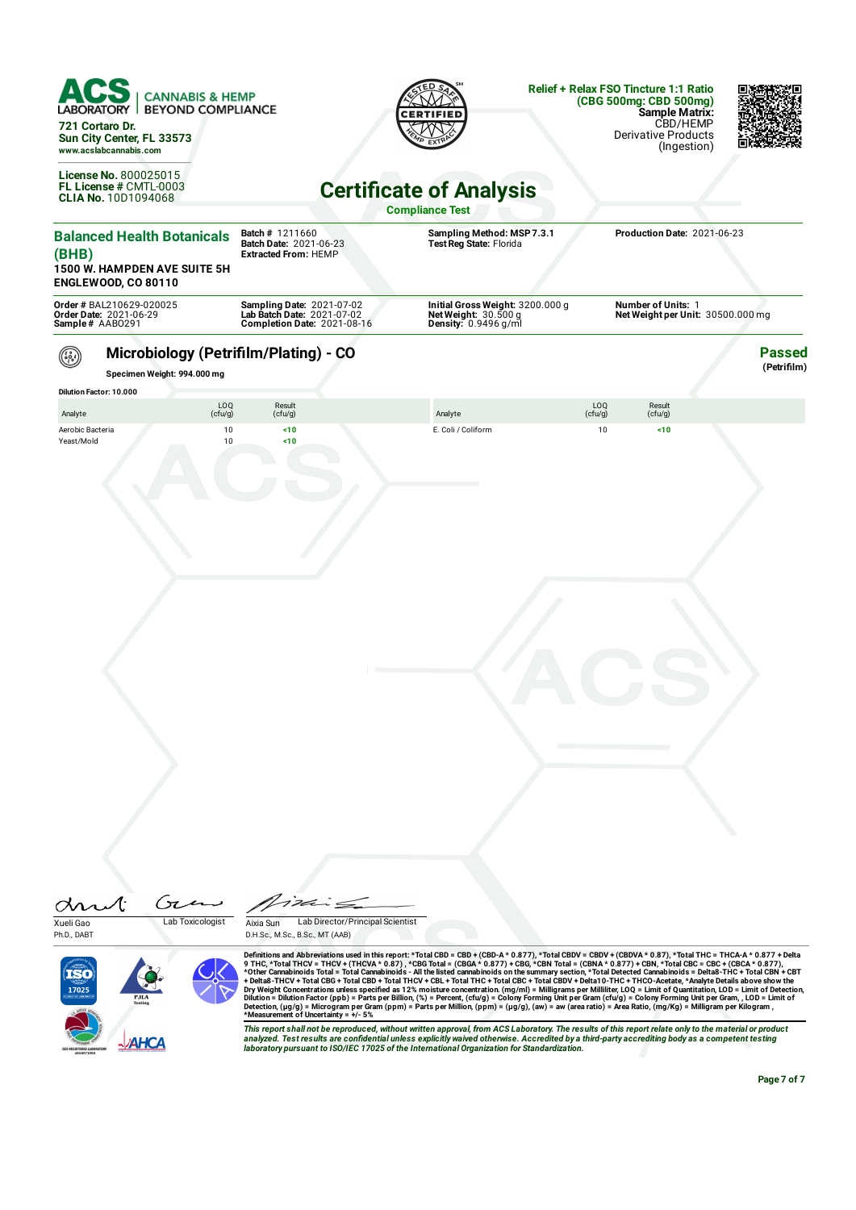**ACS LABORATORY** | CANNABIS & HEMP BEYOND COMPLIANCE

721 Cortaro Dr.
Sun City Center, FL 33573
www.acslabcannabis.com

**License No.** 800025015
**FL License #** CMTL-0003
**CLIA No.** 10D1094068

**Relief + Relax FSO Tincture 1:1 Ratio (CBG 500mg: CBD 500mg)**
**Sample Matrix:** CBD/HEMP Derivative Products (Ingestion)

# Certificate of Analysis

**Compliance Test**

**Balanced Health Botanicals (BHB)**
**1500 W. HAMPDEN AVE SUITE 5H**
**ENGLEWOOD, CO 80110**

**Batch #** 1211660
**Batch Date:** 2021-06-23
**Extracted From:** HEMP

**Sampling Method:** MSP 7.3.1
**Test Reg State:** Florida

**Production Date:** 2021-06-23

**Order #** BAL210629-020025
**Order Date:** 2021-06-29
**Sample #** AABO291

**Sampling Date:** 2021-07-02
**Lab Batch Date:** 2021-07-02
**Completion Date:** 2021-08-16

**Initial Gross Weight:** 3200.000 g
**Net Weight:** 30.500 g
**Density:** 0.9496 g/ml

**Number of Units:** 1
**Net Weight per Unit:** 30500.000 mg

## Microbiology (Petrifilm/Plating) - CO

**Passed** (Petrifilm)

**Specimen Weight: 994.000 mg**

**Dilution Factor: 10.000**

| Analyte | LOQ (cfu/g) | Result (cfu/g) | Analyte | LOQ (cfu/g) | Result (cfu/g) |
|---|---|---|---|---|---|
| Aerobic Bacteria | 10 | <10 | E. Coli / Coliform | 10 | <10 |
| Yeast/Mold | 10 | <10 | | | |

Xueli Gao
Ph.D., DABT
Lab Toxicologist

Aixia Sun
D.H.Sc., M.Sc., B.Sc., MT (AAB)
Lab Director/Principal Scientist

**Definitions and Abbreviations used in this report:** *Total CBD = CBD + (CBD-A * 0.877), *Total CBDV = CBDV + (CBDVA * 0.87), *Total THC = THCA-A * 0.877 + Delta 9 THC, *Total THCV = THCV + (THCVA * 0.87) , *CBG Total = (CBGA * 0.877) + CBG, *CBN Total = (CBNA * 0.877) + CBN, *Total CBC = CBC + (CBCA * 0.877), *Other Cannabinoids Total = Total Cannabinoids - All the listed cannabinoids on the summary section, *Total Detected Cannabinoids = Delta8-THC + Total CBN + CBT + Delta8-THCV + Total CBG + Total CBD + Total THCV + CBL + Total THC + Total CBC + Total CBDV + Delta10-THC + THCO-Acetate, *Analyte Details above show the Dry Weight Concentrations unless specified as 12% moisture concentration. (mg/ml) = Milligrams per Milliliter, LOQ = Limit of Quantitation, LOD = Limit of Detection, Dilution = Dilution Factor (ppb) = Parts per Billion, (%) = Percent, (cfu/g) = Colony Forming Unit per Gram (cfu/g) = Colony Forming Unit per Gram, , LOD = Limit of Detection, (µg/g) = Microgram per Gram (ppm) = Parts per Million, (ppm) = (µg/g), (aw) = aw (area ratio) = Area Ratio, (mg/Kg) = Milligram per Kilogram , *Measurement of Uncertainty = +/- 5%

*This report shall not be reproduced, without written approval, from ACS Laboratory. The results of this report relate only to the material or product analyzed. Test results are confidential unless explicitly waived otherwise. Accredited by a third-party accrediting body as a competent testing laboratory pursuant to ISO/IEC 17025 of the International Organization for Standardization.*